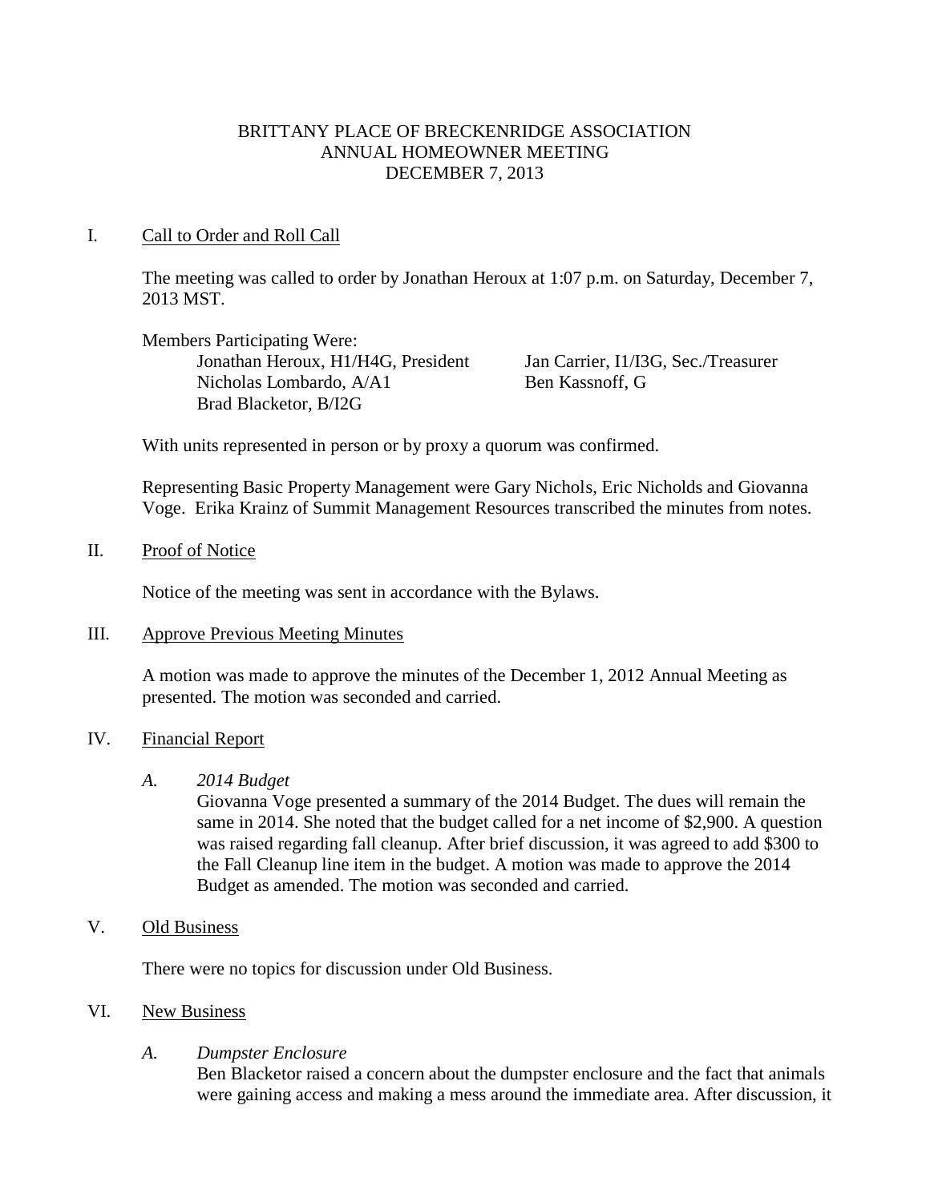# BRITTANY PLACE OF BRECKENRIDGE ASSOCIATION
## ANNUAL HOMEOWNER MEETING
## DECEMBER 7, 2013

I. Call to Order and Roll Call

The meeting was called to order by Jonathan Heroux at 1:07 p.m. on Saturday, December 7, 2013 MST.

Members Participating Were:

- Jonathan Heroux, H1/H4G, President
- Jan Carrier, I1/I3G, Sec./Treasurer
- Nicholas Lombardo, A/A1
- Ben Kassnoff, G
- Brad Blacketor, B/I2G

With units represented in person or by proxy a quorum was confirmed.

Representing Basic Property Management were Gary Nichols, Eric Nicholds and Giovanna Voge. Erika Krainz of Summit Management Resources transcribed the minutes from notes.

II. Proof of Notice

Notice of the meeting was sent in accordance with the Bylaws.

III. Approve Previous Meeting Minutes

A motion was made to approve the minutes of the December 1, 2012 Annual Meeting as presented. The motion was seconded and carried.

IV. Financial Report

*A. 2014 Budget*

Giovanna Voge presented a summary of the 2014 Budget. The dues will remain the same in 2014. She noted that the budget called for a net income of $2,900. A question was raised regarding fall cleanup. After brief discussion, it was agreed to add $300 to the Fall Cleanup line item in the budget. A motion was made to approve the 2014 Budget as amended. The motion was seconded and carried.

V. Old Business

There were no topics for discussion under Old Business.

VI. New Business

*A. Dumpster Enclosure*

Ben Blacketor raised a concern about the dumpster enclosure and the fact that animals were gaining access and making a mess around the immediate area. After discussion, it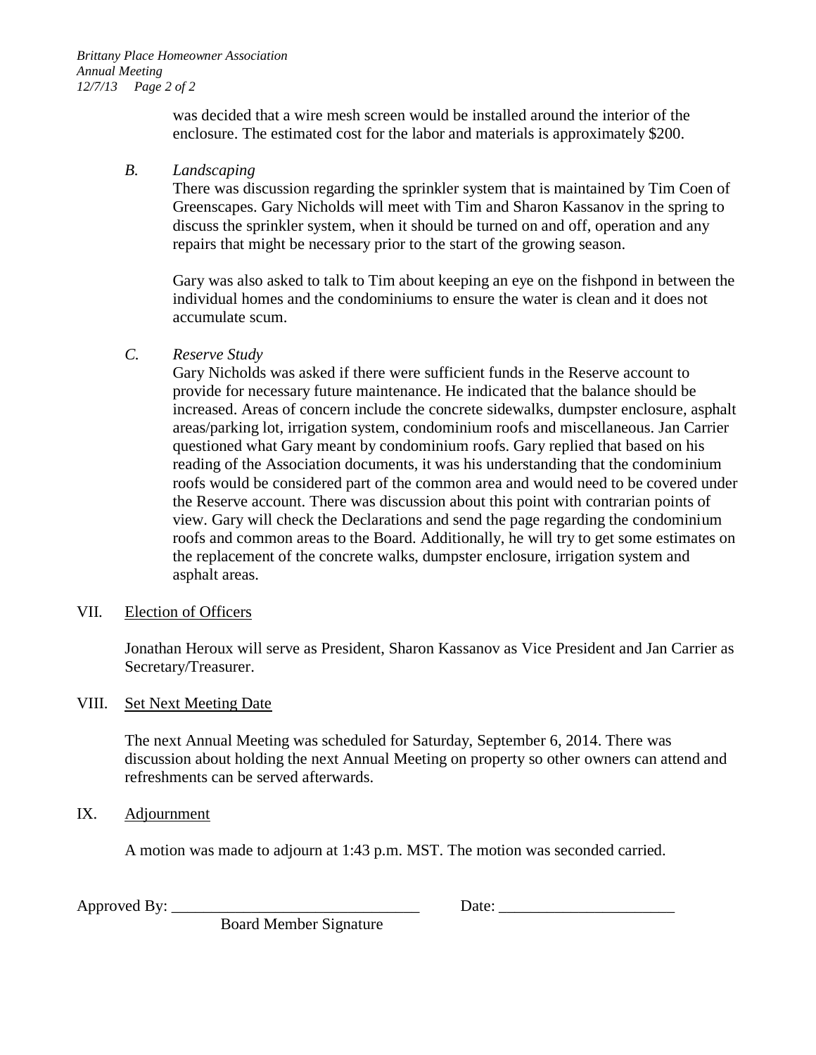was decided that a wire mesh screen would be installed around the interior of the enclosure. The estimated cost for the labor and materials is approximately $200.

*B. Landscaping*

There was discussion regarding the sprinkler system that is maintained by Tim Coen of Greenscapes. Gary Nicholds will meet with Tim and Sharon Kassanov in the spring to discuss the sprinkler system, when it should be turned on and off, operation and any repairs that might be necessary prior to the start of the growing season.

Gary was also asked to talk to Tim about keeping an eye on the fishpond in between the individual homes and the condominiums to ensure the water is clean and it does not accumulate scum.

*C. Reserve Study*

Gary Nicholds was asked if there were sufficient funds in the Reserve account to provide for necessary future maintenance. He indicated that the balance should be increased. Areas of concern include the concrete sidewalks, dumpster enclosure, asphalt areas/parking lot, irrigation system, condominium roofs and miscellaneous. Jan Carrier questioned what Gary meant by condominium roofs. Gary replied that based on his reading of the Association documents, it was his understanding that the condominium roofs would be considered part of the common area and would need to be covered under the Reserve account. There was discussion about this point with contrarian points of view. Gary will check the Declarations and send the page regarding the condominium roofs and common areas to the Board. Additionally, he will try to get some estimates on the replacement of the concrete walks, dumpster enclosure, irrigation system and asphalt areas.

VII. Election of Officers

Jonathan Heroux will serve as President, Sharon Kassanov as Vice President and Jan Carrier as Secretary/Treasurer.

VIII. Set Next Meeting Date

The next Annual Meeting was scheduled for Saturday, September 6, 2014. There was discussion about holding the next Annual Meeting on property so other owners can attend and refreshments can be served afterwards.

IX. Adjournment

A motion was made to adjourn at 1:43 p.m. MST. The motion was seconded carried.

Approved By: _______________________________ Date: ______________________

Board Member Signature